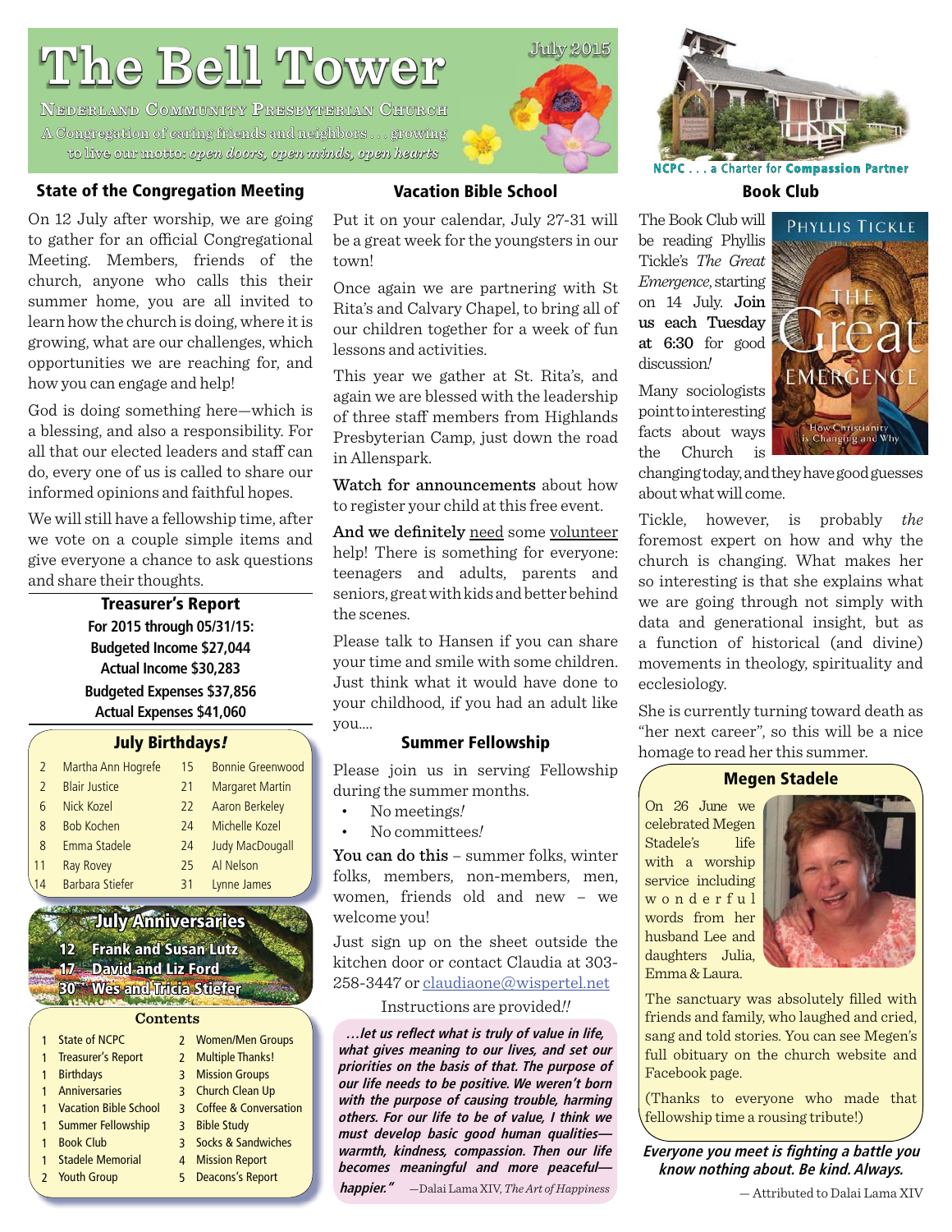# The Bell Tower

July 2015

NEDERLAND COMMUNITY PRESBYTERIAN CHURCH

A Congregation of caring friends and neighbors . . . growing to live our motto: *open doors, open minds, open hearts*

NCPC . . . a Charter for Compassion Partner

## State of the Congregation Meeting

On 12 July after worship, we are going to gather for an official Congregational Meeting. Members, friends of the church, anyone who calls this their summer home, you are all invited to learn how the church is doing, where it is growing, what are our challenges, which opportunities we are reaching for, and how you can engage and help!

God is doing something here—which is a blessing, and also a responsibility. For all that our elected leaders and staff can do, every one of us is called to share our informed opinions and faithful hopes.

We will still have a fellowship time, after we vote on a couple simple items and give everyone a chance to ask questions and share their thoughts.

## Treasurer's Report

**For 2015 through 05/31/15:**

**Budgeted Income $27,044**

**Actual Income $30,283**

**Budgeted Expenses $37,856**

**Actual Expenses $41,060**

## July Birthdays!

| | | | |
|---|---|---|---|
| 2 | Martha Ann Hogrefe | 15 | Bonnie Greenwood |
| 2 | Blair Justice | 21 | Margaret Martin |
| 6 | Nick Kozel | 22 | Aaron Berkeley |
| 8 | Bob Kochen | 24 | Michelle Kozel |
| 8 | Emma Stadele | 24 | Judy MacDougall |
| 11 | Ray Rovey | 25 | Al Nelson |
| 14 | Barbara Stiefer | 31 | Lynne James |

## July Anniversaries

12 Frank and Susan Lutz

17 David and Liz Ford

30 Wes and Tricia Stiefer

## Contents

| | | | |
|---|---|---|---|
| 1 | State of NCPC | 2 | Women/Men Groups |
| 1 | Treasurer's Report | 2 | Multiple Thanks! |
| 1 | Birthdays | 3 | Mission Groups |
| 1 | Anniversaries | 3 | Church Clean Up |
| 1 | Vacation Bible School | 3 | Coffee & Conversation |
| 1 | Summer Fellowship | 3 | Bible Study |
| 1 | Book Club | 3 | Socks & Sandwiches |
| 1 | Stadele Memorial | 4 | Mission Report |
| 2 | Youth Group | 5 | Deacons's Report |

## Vacation Bible School

Put it on your calendar, July 27-31 will be a great week for the youngsters in our town!

Once again we are partnering with St Rita's and Calvary Chapel, to bring all of our children together for a week of fun lessons and activities.

This year we gather at St. Rita's, and again we are blessed with the leadership of three staff members from Highlands Presbyterian Camp, just down the road in Allenspark.

**Watch for announcements** about how to register your child at this free event.

**And we definitely** need some volunteer help! There is something for everyone: teenagers and adults, parents and seniors, great with kids and better behind the scenes.

Please talk to Hansen if you can share your time and smile with some children. Just think what it would have done to your childhood, if you had an adult like you....

## Summer Fellowship

Please join us in serving Fellowship during the summer months.

- No meetings!
- No committees!

**You can do this** – summer folks, winter folks, members, non-members, men, women, friends old and new – we welcome you!

Just sign up on the sheet outside the kitchen door or contact Claudia at 303-258-3447 or claudiaone@wispertel.net

Instructions are provided!!

***. . . let us reflect what is truly of value in life, what gives meaning to our lives, and set our priorities on the basis of that. The purpose of our life needs to be positive. We weren't born with the purpose of causing trouble, harming others. For our life to be of value, I think we must develop basic good human qualities—warmth, kindness, compassion. Then our life becomes meaningful and more peaceful—happier."*** —Dalai Lama XIV, *The Art of Happiness*

## Book Club

The Book Club will be reading Phyllis Tickle's *The Great Emergence*, starting on 14 July. **Join us each Tuesday at 6:30** for good discussion!

Many sociologists point to interesting facts about ways the Church is changing today, and they have good guesses about what will come.

Tickle, however, is probably *the* foremost expert on how and why the church is changing. What makes her so interesting is that she explains what we are going through not simply with data and generational insight, but as a function of historical (and divine) movements in theology, spirituality and ecclesiology.

She is currently turning toward death as "her next career", so this will be a nice homage to read her this summer.

## Megen Stadele

On 26 June we celebrated Megen Stadele's life with a worship service including wonderful words from her husband Lee and daughters Julia, Emma & Laura.

The sanctuary was absolutely filled with friends and family, who laughed and cried, sang and told stories. You can see Megen's full obituary on the church website and Facebook page.

(Thanks to everyone who made that fellowship time a rousing tribute!)

***Everyone you meet is fighting a battle you know nothing about. Be kind. Always.***

— Attributed to Dalai Lama XIV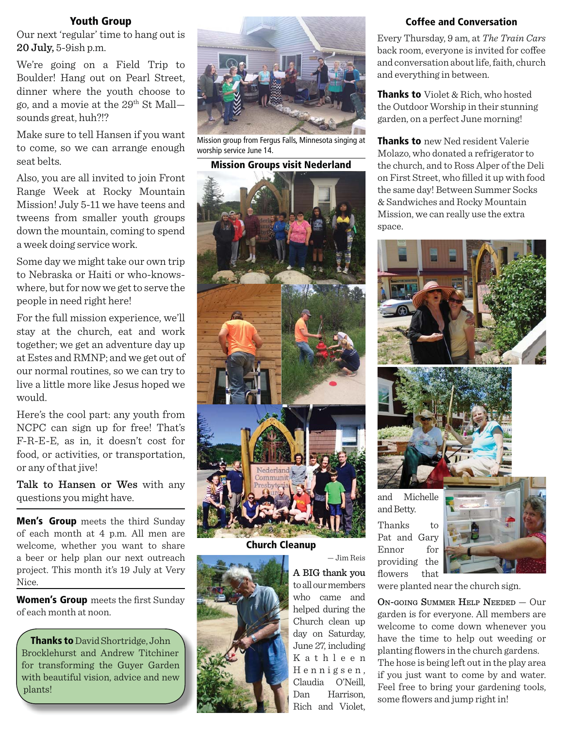## Youth Group

Our next 'regular' time to hang out is **20 July,** 5-9ish p.m.

We're going on a Field Trip to Boulder! Hang out on Pearl Street, dinner where the youth choose to go, and a movie at the 29th St Mall—sounds great, huh?!?

Make sure to tell Hansen if you want to come, so we can arrange enough seat belts.

Also, you are all invited to join Front Range Week at Rocky Mountain Mission! July 5-11 we have teens and tweens from smaller youth groups down the mountain, coming to spend a week doing service work.

Some day we might take our own trip to Nebraska or Haiti or who-knows-where, but for now we get to serve the people in need right here!

For the full mission experience, we'll stay at the church, eat and work together; we get an adventure day up at Estes and RMNP; and we get out of our normal routines, so we can try to live a little more like Jesus hoped we would.

Here's the cool part: any youth from NCPC can sign up for free! That's F-R-E-E, as in, it doesn't cost for food, or activities, or transportation, or any of that jive!

**Talk to Hansen or Wes** with any questions you might have.

**Men's Group** meets the third Sunday of each month at 4 p.m. All men are welcome, whether you want to share a beer or help plan our next outreach project. This month it's 19 July at Very Nice.

**Women's Group** meets the first Sunday of each month at noon.

**Thanks to** David Shortridge, John Brocklehurst and Andrew Titchiner for transforming the Guyer Garden with beautiful vision, advice and new plants!

Mission group from Fergus Falls, Minnesota singing at worship service June 14.

## Mission Groups visit Nederland

## Church Cleanup

— Jim Reis

**A BIG thank you** to all our members who came and helped during the Church clean up day on Saturday, June 27, including Kathleen Hennigsen, Claudia O'Neill, Dan Harrison, Rich and Violet, and Michelle and Betty.

Thanks to Pat and Gary Ennor for providing the flowers that were planted near the church sign.

## Coffee and Conversation

Every Thursday, 9 am, at *The Train Cars* back room, everyone is invited for coffee and conversation about life, faith, church and everything in between.

**Thanks to** Violet & Rich, who hosted the Outdoor Worship in their stunning garden, on a perfect June morning!

**Thanks to** new Ned resident Valerie Molazo, who donated a refrigerator to the church, and to Ross Alper of the Deli on First Street, who filled it up with food the same day! Between Summer Socks & Sandwiches and Rocky Mountain Mission, we can really use the extra space.

ON-GOING SUMMER HELP NEEDED — Our garden is for everyone. All members are welcome to come down whenever you have the time to help out weeding or planting flowers in the church gardens. The hose is being left out in the play area if you just want to come by and water. Feel free to bring your gardening tools, some flowers and jump right in!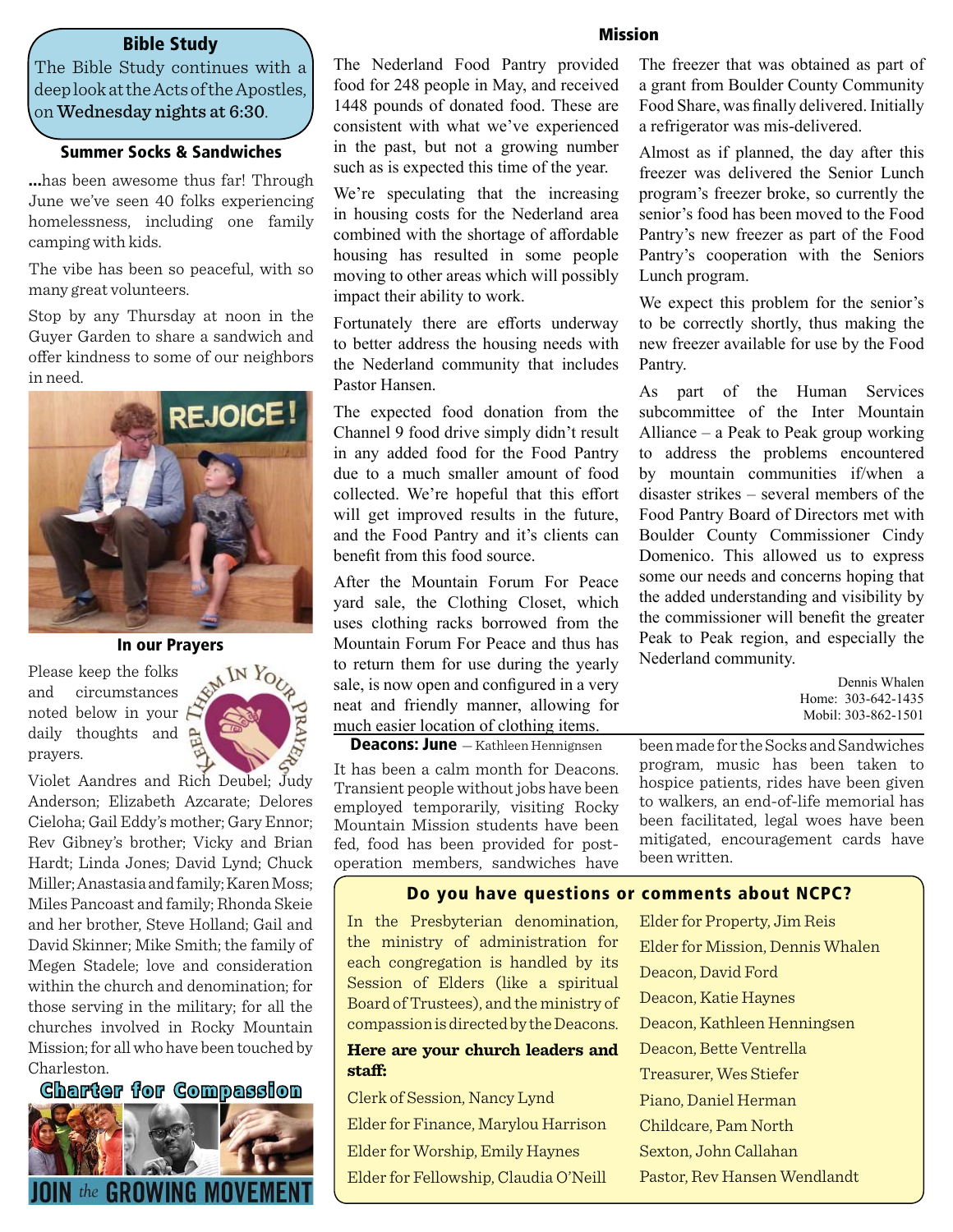## Bible Study

The Bible Study continues with a deep look at the Acts of the Apostles, on **Wednesday nights at 6:30**.

## Summer Socks & Sandwiches

**...**has been awesome thus far! Through June we've seen 40 folks experiencing homelessness, including one family camping with kids.

The vibe has been so peaceful, with so many great volunteers.

Stop by any Thursday at noon in the Guyer Garden to share a sandwich and offer kindness to some of our neighbors in need.

## In our Prayers

Please keep the folks and circumstances noted below in your daily thoughts and prayers.

Violet Aandres and Rich Deubel; Judy Anderson; Elizabeth Azcarate; Delores Cieloha; Gail Eddy's mother; Gary Ennor; Rev Gibney's brother; Vicky and Brian Hardt; Linda Jones; David Lynd; Chuck Miller; Anastasia and family; Karen Moss; Miles Pancoast and family; Rhonda Skeie and her brother, Steve Holland; Gail and David Skinner; Mike Smith; the family of Megen Stadele; love and consideration within the church and denomination; for those serving in the military; for all the churches involved in Rocky Mountain Mission; for all who have been touched by Charleston.

Charter for Compassion

JOIN the GROWING MOVEMENT

## Mission

The Nederland Food Pantry provided food for 248 people in May, and received 1448 pounds of donated food. These are consistent with what we've experienced in the past, but not a growing number such as is expected this time of the year.

We're speculating that the increasing in housing costs for the Nederland area combined with the shortage of affordable housing has resulted in some people moving to other areas which will possibly impact their ability to work.

Fortunately there are efforts underway to better address the housing needs with the Nederland community that includes Pastor Hansen.

The expected food donation from the Channel 9 food drive simply didn't result in any added food for the Food Pantry due to a much smaller amount of food collected. We're hopeful that this effort will get improved results in the future, and the Food Pantry and it's clients can benefit from this food source.

After the Mountain Forum For Peace yard sale, the Clothing Closet, which uses clothing racks borrowed from the Mountain Forum For Peace and thus has to return them for use during the yearly sale, is now open and configured in a very neat and friendly manner, allowing for much easier location of clothing items.

The freezer that was obtained as part of a grant from Boulder County Community Food Share, was finally delivered. Initially a refrigerator was mis-delivered.

Almost as if planned, the day after this freezer was delivered the Senior Lunch program's freezer broke, so currently the senior's food has been moved to the Food Pantry's new freezer as part of the Food Pantry's cooperation with the Seniors Lunch program.

We expect this problem for the senior's to be correctly shortly, thus making the new freezer available for use by the Food Pantry.

As part of the Human Services subcommittee of the Inter Mountain Alliance – a Peak to Peak group working to address the problems encountered by mountain communities if/when a disaster strikes – several members of the Food Pantry Board of Directors met with Boulder County Commissioner Cindy Domenico. This allowed us to express some our needs and concerns hoping that the added understanding and visibility by the commissioner will benefit the greater Peak to Peak region, and especially the Nederland community.

Dennis Whalen
Home: 303-642-1435
Mobil: 303-862-1501

## Deacons: June — Kathleen Hennignsen

It has been a calm month for Deacons. Transient people without jobs have been employed temporarily, visiting Rocky Mountain Mission students have been fed, food has been provided for post-operation members, sandwiches have been made for the Socks and Sandwiches program, music has been taken to hospice patients, rides have been given to walkers, an end-of-life memorial has been facilitated, legal woes have been mitigated, encouragement cards have been written.

## Do you have questions or comments about NCPC?

In the Presbyterian denomination, the ministry of administration for each congregation is handled by its Session of Elders (like a spiritual Board of Trustees), and the ministry of compassion is directed by the Deacons.

**Here are your church leaders and staff:**

Clerk of Session, Nancy Lynd

Elder for Finance, Marylou Harrison

Elder for Worship, Emily Haynes

Elder for Fellowship, Claudia O'Neill

Elder for Property, Jim Reis

Elder for Mission, Dennis Whalen

Deacon, David Ford

Deacon, Katie Haynes

Deacon, Kathleen Henningsen

Deacon, Bette Ventrella

Treasurer, Wes Stiefer

Piano, Daniel Herman

Childcare, Pam North

Sexton, John Callahan

Pastor, Rev Hansen Wendlandt